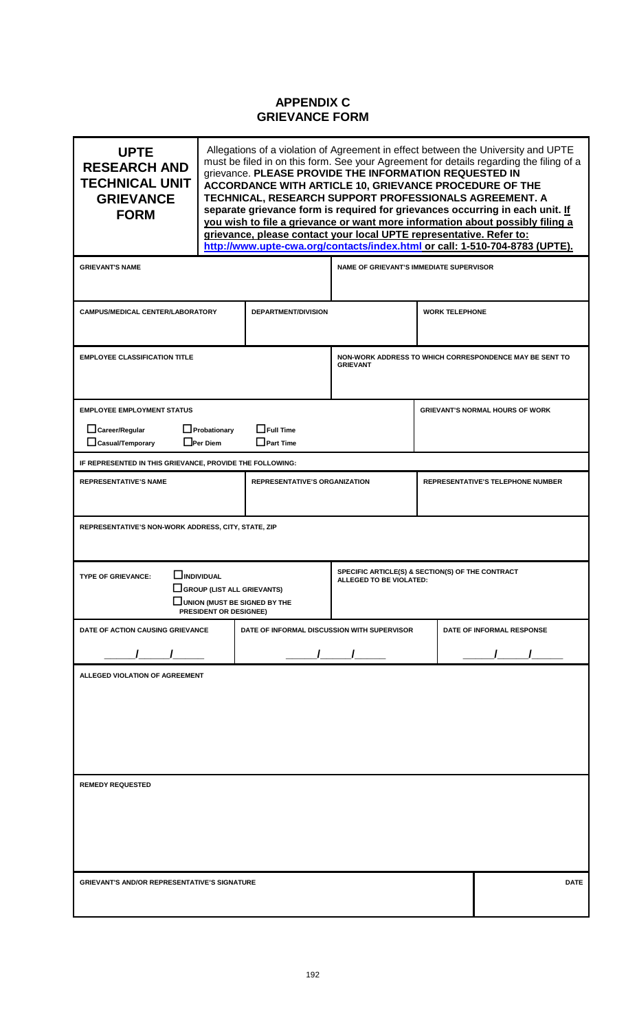# APPENDIX C
# GRIEVANCE FORM

| **UPTE RESEARCH AND TECHNICAL UNIT GRIEVANCE FORM** | Allegations of a violation of Agreement in effect between the University and UPTE must be filed in on this form. See your Agreement for details regarding the filing of a grievance. **PLEASE PROVIDE THE INFORMATION REQUESTED IN ACCORDANCE WITH ARTICLE 10, GRIEVANCE PROCEDURE OF THE TECHNICAL, RESEARCH SUPPORT PROFESSIONALS AGREEMENT. A separate grievance form is required for grievances occurring in each unit. If you wish to file a grievance or want more information about possibly filing a grievance, please contact your local UPTE representative. Refer to: http://www.upte-cwa.org/contacts/index.html or call: 1-510-704-8783 (UPTE).** |
|---|---|

| **GRIEVANT'S NAME** | | **NAME OF GRIEVANT'S IMMEDIATE SUPERVISOR** | |
|---|---|---|---|
| **CAMPUS/MEDICAL CENTER/LABORATORY** | **DEPARTMENT/DIVISION** | | **WORK TELEPHONE** |
| **EMPLOYEE CLASSIFICATION TITLE** | | **NON-WORK ADDRESS TO WHICH CORRESPONDENCE MAY BE SENT TO GRIEVANT** | |
| **EMPLOYEE EMPLOYMENT STATUS**<br>☐ Career/Regular ☐ Probationary ☐ Full Time<br>☐ Casual/Temporary ☐ Per Diem ☐ Part Time | | | **GRIEVANT'S NORMAL HOURS OF WORK** |
| **IF REPRESENTED IN THIS GRIEVANCE, PROVIDE THE FOLLOWING:** | | | |
| **REPRESENTATIVE'S NAME** | **REPRESENTATIVE'S ORGANIZATION** | | **REPRESENTATIVE'S TELEPHONE NUMBER** |
| **REPRESENTATIVE'S NON-WORK ADDRESS, CITY, STATE, ZIP** | | | |
| **TYPE OF GRIEVANCE:** ☐ INDIVIDUAL<br>☐ GROUP (LIST ALL GRIEVANTS)<br>☐ UNION (MUST BE SIGNED BY THE PRESIDENT OR DESIGNEE) | | **SPECIFIC ARTICLE(S) & SECTION(S) OF THE CONTRACT ALLEGED TO BE VIOLATED:** | |
| **DATE OF ACTION CAUSING GRIEVANCE**<br>\_\_\_\_\_/\_\_\_\_\_/\_\_\_\_\_ | **DATE OF INFORMAL DISCUSSION WITH SUPERVISOR**<br>\_\_\_\_\_/\_\_\_\_\_/\_\_\_\_\_ | | **DATE OF INFORMAL RESPONSE**<br>\_\_\_\_\_/\_\_\_\_\_/\_\_\_\_\_ |
| **ALLEGED VIOLATION OF AGREEMENT** | | | |
| **REMEDY REQUESTED** | | | |
| **GRIEVANT'S AND/OR REPRESENTATIVE'S SIGNATURE** | | | **DATE** |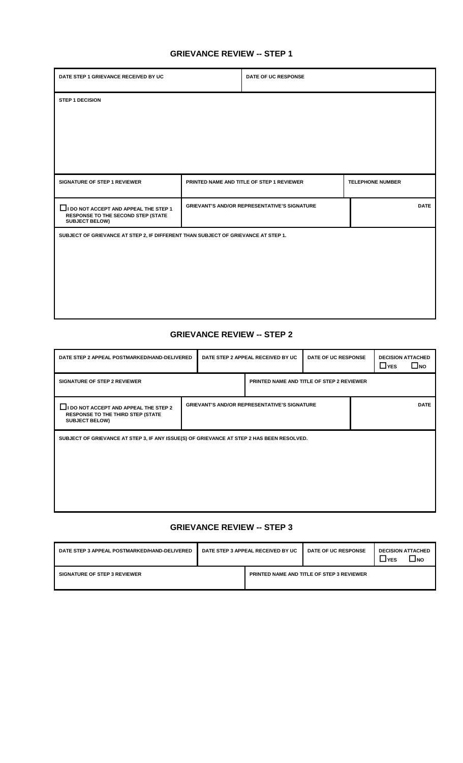## GRIEVANCE REVIEW -- STEP 1

| | |
|---|---|
| DATE STEP 1 GRIEVANCE RECEIVED BY UC | DATE OF UC RESPONSE |

**STEP 1 DECISION**

| | | |
|---|---|---|
| SIGNATURE OF STEP 1 REVIEWER | PRINTED NAME AND TITLE OF STEP 1 REVIEWER | TELEPHONE NUMBER |
| ☐ I DO NOT ACCEPT AND APPEAL THE STEP 1 RESPONSE TO THE SECOND STEP (STATE SUBJECT BELOW) | GRIEVANT'S AND/OR REPRESENTATIVE'S SIGNATURE | DATE |

**SUBJECT OF GRIEVANCE AT STEP 2, IF DIFFERENT THAN SUBJECT OF GRIEVANCE AT STEP 1.**

## GRIEVANCE REVIEW -- STEP 2

| | | | |
|---|---|---|---|
| DATE STEP 2 APPEAL POSTMARKED/HAND-DELIVERED | DATE STEP 2 APPEAL RECEIVED BY UC | DATE OF UC RESPONSE | DECISION ATTACHED ☐ YES ☐ NO |

| | |
|---|---|
| SIGNATURE OF STEP 2 REVIEWER | PRINTED NAME AND TITLE OF STEP 2 REVIEWER |

| | | |
|---|---|---|
| ☐ I DO NOT ACCEPT AND APPEAL THE STEP 2 RESPONSE TO THE THIRD STEP (STATE SUBJECT BELOW) | GRIEVANT'S AND/OR REPRESENTATIVE'S SIGNATURE | DATE |

**SUBJECT OF GRIEVANCE AT STEP 3, IF ANY ISSUE(S) OF GRIEVANCE AT STEP 2 HAS BEEN RESOLVED.**

## GRIEVANCE REVIEW -- STEP 3

| | | | |
|---|---|---|---|
| DATE STEP 3 APPEAL POSTMARKED/HAND-DELIVERED | DATE STEP 3 APPEAL RECEIVED BY UC | DATE OF UC RESPONSE | DECISION ATTACHED ☐ YES ☐ NO |

| | |
|---|---|
| SIGNATURE OF STEP 3 REVIEWER | PRINTED NAME AND TITLE OF STEP 3 REVIEWER |